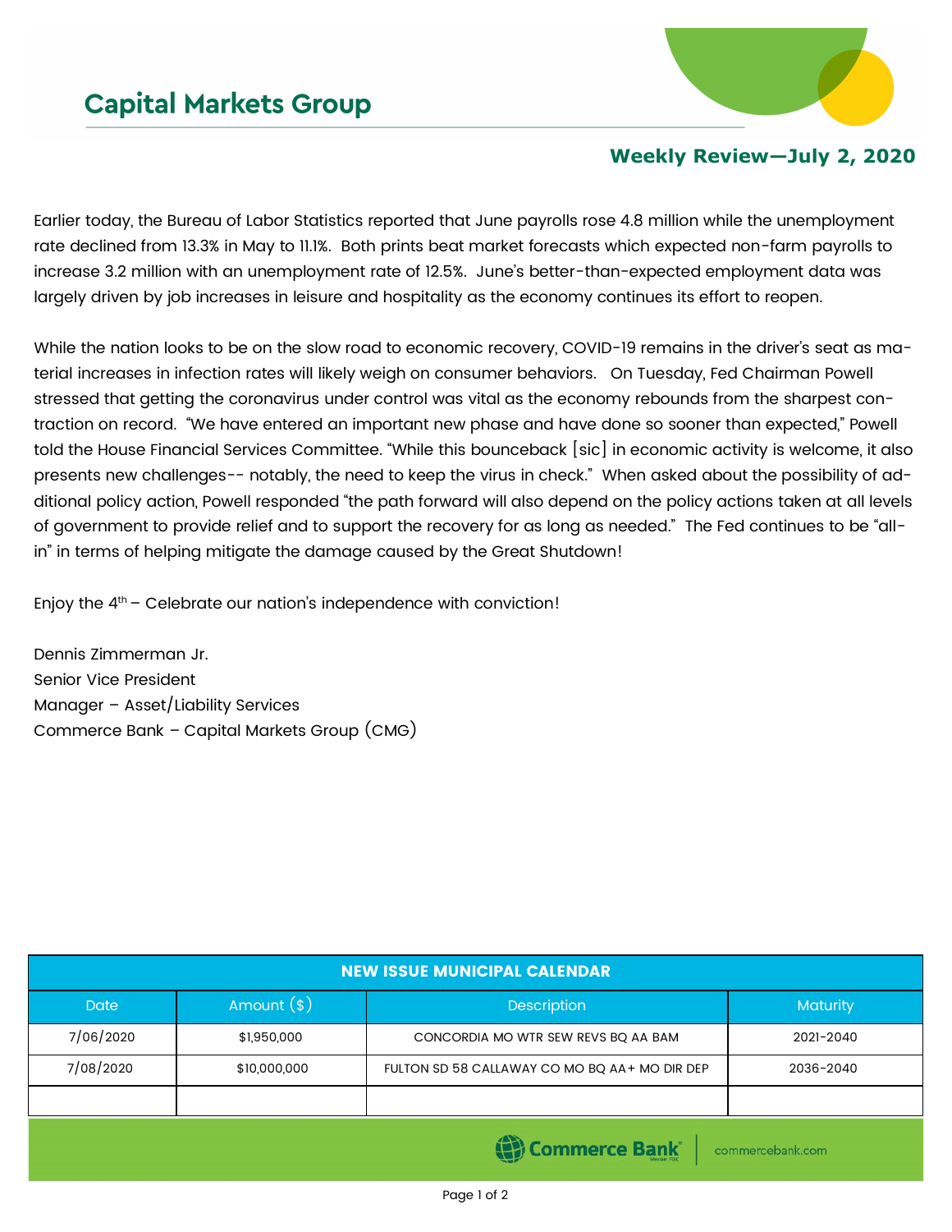# Capital Markets Group

## Weekly Review—July 2, 2020

Earlier today, the Bureau of Labor Statistics reported that June payrolls rose 4.8 million while the unemployment rate declined from 13.3% in May to 11.1%. Both prints beat market forecasts which expected non-farm payrolls to increase 3.2 million with an unemployment rate of 12.5%. June's better-than-expected employment data was largely driven by job increases in leisure and hospitality as the economy continues its effort to reopen.

While the nation looks to be on the slow road to economic recovery, COVID-19 remains in the driver's seat as material increases in infection rates will likely weigh on consumer behaviors. On Tuesday, Fed Chairman Powell stressed that getting the coronavirus under control was vital as the economy rebounds from the sharpest contraction on record. "We have entered an important new phase and have done so sooner than expected," Powell told the House Financial Services Committee. "While this bounceback [sic] in economic activity is welcome, it also presents new challenges-- notably, the need to keep the virus in check." When asked about the possibility of additional policy action, Powell responded "the path forward will also depend on the policy actions taken at all levels of government to provide relief and to support the recovery for as long as needed." The Fed continues to be "all-in" in terms of helping mitigate the damage caused by the Great Shutdown!

Enjoy the 4th – Celebrate our nation's independence with conviction!

Dennis Zimmerman Jr.
Senior Vice President
Manager – Asset/Liability Services
Commerce Bank – Capital Markets Group (CMG)

| NEW ISSUE MUNICIPAL CALENDAR | | | |
|---|---|---|---|
| Date | Amount ($) | Description | Maturity |
| 7/06/2020 | $1,950,000 | CONCORDIA MO WTR SEW REVS BQ AA BAM | 2021-2040 |
| 7/08/2020 | $10,000,000 | FULTON SD 58 CALLAWAY CO MO BQ AA+ MO DIR DEP | 2036-2040 |
| | | | |

Commerce Bank | commercebank.com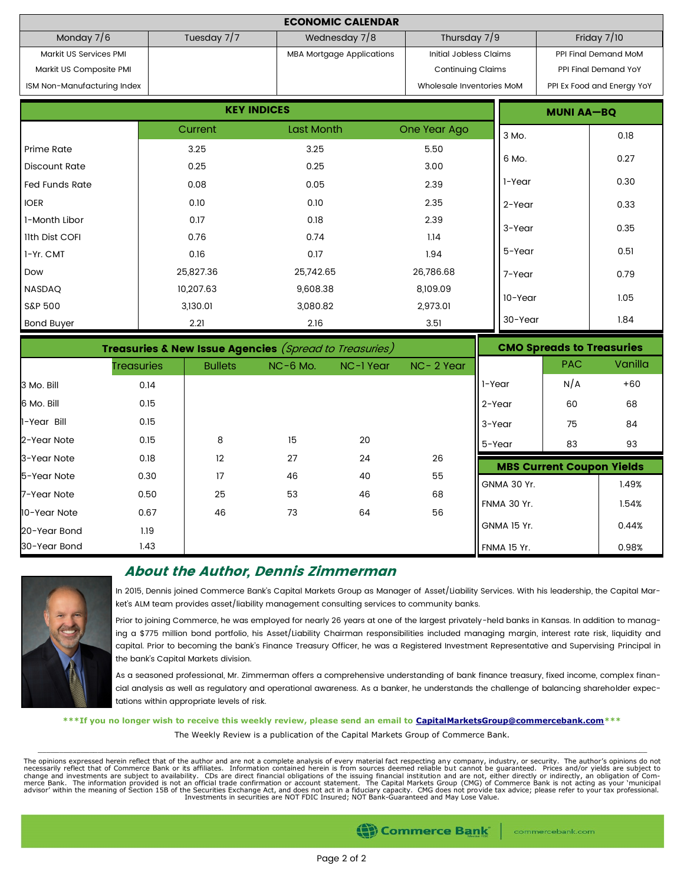## ECONOMIC CALENDAR

| Monday 7/6 | Tuesday 7/7 | Wednesday 7/8 | Thursday 7/9 | Friday 7/10 |
|---|---|---|---|---|
| Markit US Services PMI | | MBA Mortgage Applications | Initial Jobless Claims | PPI Final Demand MoM |
| Markit US Composite PMI | | | Continuing Claims | PPI Final Demand YoY |
| ISM Non-Manufacturing Index | | | Wholesale Inventories MoM | PPI Ex Food and Energy YoY |

## KEY INDICES

| | Current | Last Month | One Year Ago |
|---|---|---|---|
| Prime Rate | 3.25 | 3.25 | 5.50 |
| Discount Rate | 0.25 | 0.25 | 3.00 |
| Fed Funds Rate | 0.08 | 0.05 | 2.39 |
| IOER | 0.10 | 0.10 | 2.35 |
| 1-Month Libor | 0.17 | 0.18 | 2.39 |
| 11th Dist COFI | 0.76 | 0.74 | 1.14 |
| 1-Yr. CMT | 0.16 | 0.17 | 1.94 |
| Dow | 25,827.36 | 25,742.65 | 26,786.68 |
| NASDAQ | 10,207.63 | 9,608.38 | 8,109.09 |
| S&P 500 | 3,130.01 | 3,080.82 | 2,973.01 |
| Bond Buyer | 2.21 | 2.16 | 3.51 |

## MUNI AA—BQ

| | |
|---|---|
| 3 Mo. | 0.18 |
| 6 Mo. | 0.27 |
| 1-Year | 0.30 |
| 2-Year | 0.33 |
| 3-Year | 0.35 |
| 5-Year | 0.51 |
| 7-Year | 0.79 |
| 10-Year | 1.05 |
| 30-Year | 1.84 |

## Treasuries & New Issue Agencies *(Spread to Treasuries)*

| | Treasuries | Bullets | NC-6 Mo. | NC-1 Year | NC- 2 Year |
|---|---|---|---|---|---|
| 3 Mo. Bill | 0.14 | | | | |
| 6 Mo. Bill | 0.15 | | | | |
| 1-Year Bill | 0.15 | | | | |
| 2-Year Note | 0.15 | 8 | 15 | 20 | |
| 3-Year Note | 0.18 | 12 | 27 | 24 | 26 |
| 5-Year Note | 0.30 | 17 | 46 | 40 | 55 |
| 7-Year Note | 0.50 | 25 | 53 | 46 | 68 |
| 10-Year Note | 0.67 | 46 | 73 | 64 | 56 |
| 20-Year Bond | 1.19 | | | | |
| 30-Year Bond | 1.43 | | | | |

## CMO Spreads to Treasuries

| | PAC | Vanilla |
|---|---|---|
| 1-Year | N/A | +60 |
| 2-Year | 60 | 68 |
| 3-Year | 75 | 84 |
| 5-Year | 83 | 93 |

## MBS Current Coupon Yields

| | |
|---|---|
| GNMA 30 Yr. | 1.49% |
| FNMA 30 Yr. | 1.54% |
| GNMA 15 Yr. | 0.44% |
| FNMA 15 Yr. | 0.98% |

## *About the Author, Dennis Zimmerman*

In 2015, Dennis joined Commerce Bank's Capital Markets Group as Manager of Asset/Liability Services. With his leadership, the Capital Market's ALM team provides asset/liability management consulting services to community banks.

Prior to joining Commerce, he was employed for nearly 26 years at one of the largest privately-held banks in Kansas. In addition to managing a $775 million bond portfolio, his Asset/Liability Chairman responsibilities included managing margin, interest rate risk, liquidity and capital. Prior to becoming the bank's Finance Treasury Officer, he was a Registered Investment Representative and Supervising Principal in the bank's Capital Markets division.

As a seasoned professional, Mr. Zimmerman offers a comprehensive understanding of bank finance treasury, fixed income, complex financial analysis as well as regulatory and operational awareness. As a banker, he understands the challenge of balancing shareholder expectations within appropriate levels of risk.

***If you no longer wish to receive this weekly review, please send an email to CapitalMarketsGroup@commercebank.com***

The Weekly Review is a publication of the Capital Markets Group of Commerce Bank.

The opinions expressed herein reflect that of the author and are not a complete analysis of every material fact respecting any company, industry, or security. The author's opinions do not necessarily reflect that of Commerce Bank or its affiliates. Information contained herein is from sources deemed reliable but cannot be guaranteed. Prices and/or yields are subject to change and investments are subject to availability. CDs are direct financial obligations of the issuing financial institution and are not, either directly or indirectly, an obligation of Commerce Bank. The information provided is not an official trade confirmation or account statement. The Capital Markets Group (CMG) of Commerce Bank is not acting as your 'municipal advisor' within the meaning of Section 15B of the Securities Exchange Act, and does not act in a fiduciary capacity. CMG does not provide tax advice; please refer to your tax professional. Investments in securities are NOT FDIC Insured; NOT Bank-Guaranteed and May Lose Value.

Commerce Bank | commercebank.com